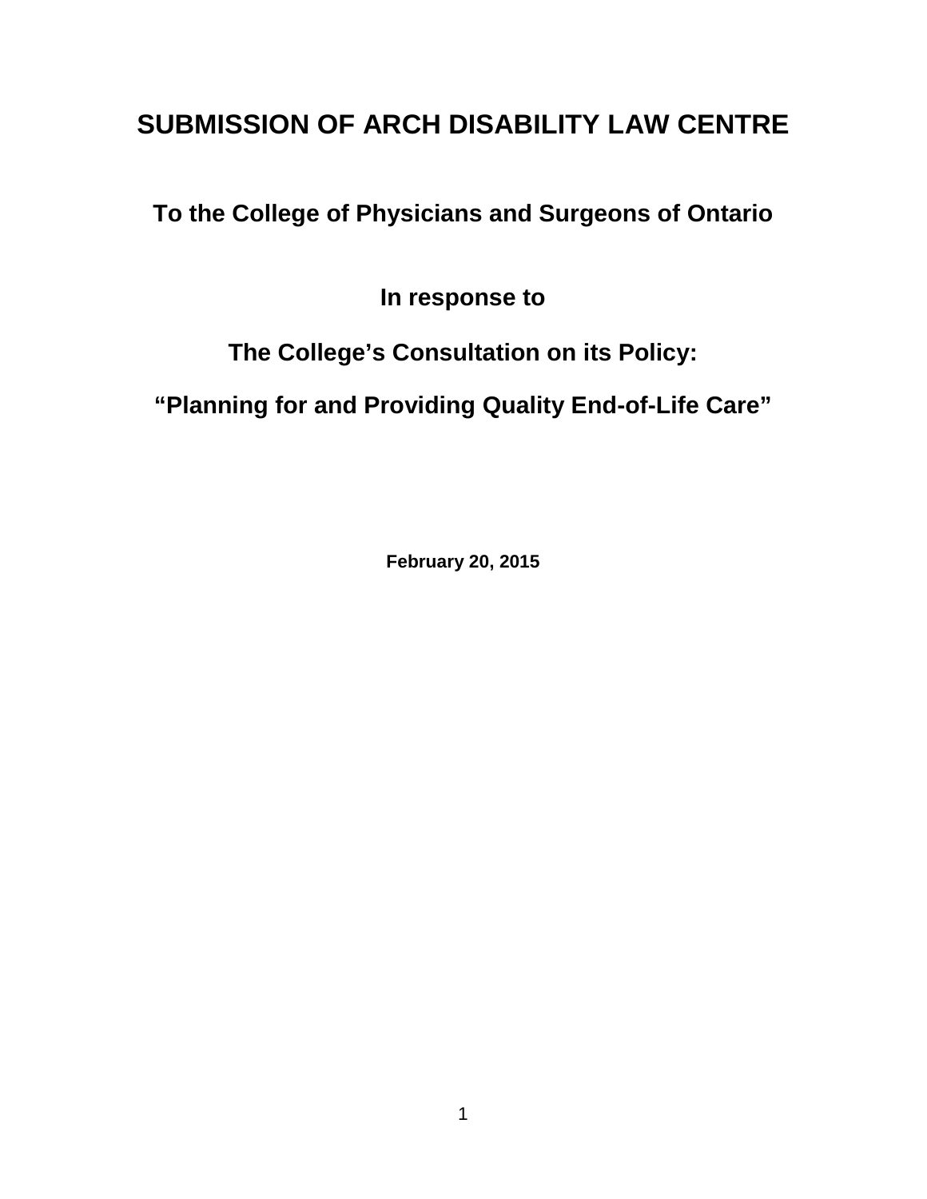# SUBMISSION OF ARCH DISABILITY LAW CENTRE

## To the College of Physicians and Surgeons of Ontario

## In response to

## The College's Consultation on its Policy:

## "Planning for and Providing Quality End-of-Life Care"

**February 20, 2015**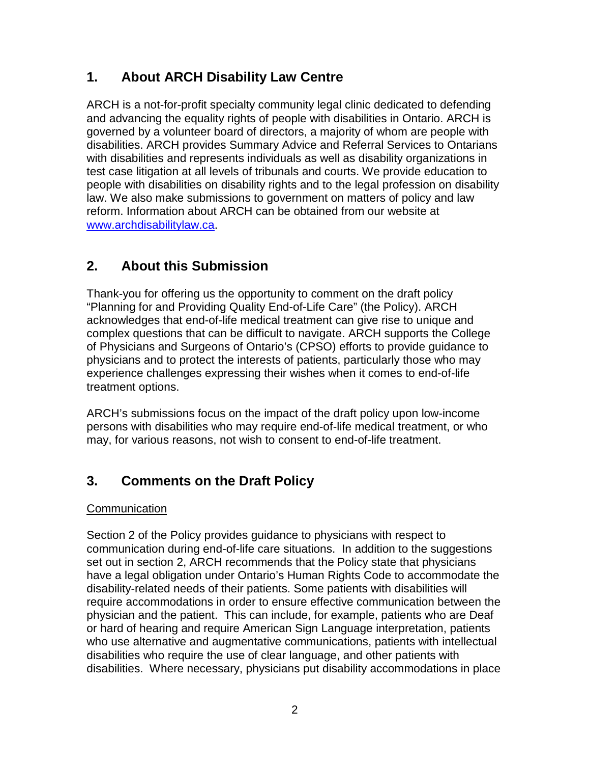## 1. About ARCH Disability Law Centre

ARCH is a not-for-profit specialty community legal clinic dedicated to defending and advancing the equality rights of people with disabilities in Ontario. ARCH is governed by a volunteer board of directors, a majority of whom are people with disabilities. ARCH provides Summary Advice and Referral Services to Ontarians with disabilities and represents individuals as well as disability organizations in test case litigation at all levels of tribunals and courts. We provide education to people with disabilities on disability rights and to the legal profession on disability law. We also make submissions to government on matters of policy and law reform. Information about ARCH can be obtained from our website at [www.archdisabilitylaw.ca](http://www.archdisabilitylaw.ca).

## 2. About this Submission

Thank-you for offering us the opportunity to comment on the draft policy "Planning for and Providing Quality End-of-Life Care" (the Policy). ARCH acknowledges that end-of-life medical treatment can give rise to unique and complex questions that can be difficult to navigate. ARCH supports the College of Physicians and Surgeons of Ontario's (CPSO) efforts to provide guidance to physicians and to protect the interests of patients, particularly those who may experience challenges expressing their wishes when it comes to end-of-life treatment options.

ARCH's submissions focus on the impact of the draft policy upon low-income persons with disabilities who may require end-of-life medical treatment, or who may, for various reasons, not wish to consent to end-of-life treatment.

## 3. Comments on the Draft Policy

Communication

Section 2 of the Policy provides guidance to physicians with respect to communication during end-of-life care situations. In addition to the suggestions set out in section 2, ARCH recommends that the Policy state that physicians have a legal obligation under Ontario's Human Rights Code to accommodate the disability-related needs of their patients. Some patients with disabilities will require accommodations in order to ensure effective communication between the physician and the patient. This can include, for example, patients who are Deaf or hard of hearing and require American Sign Language interpretation, patients who use alternative and augmentative communications, patients with intellectual disabilities who require the use of clear language, and other patients with disabilities. Where necessary, physicians put disability accommodations in place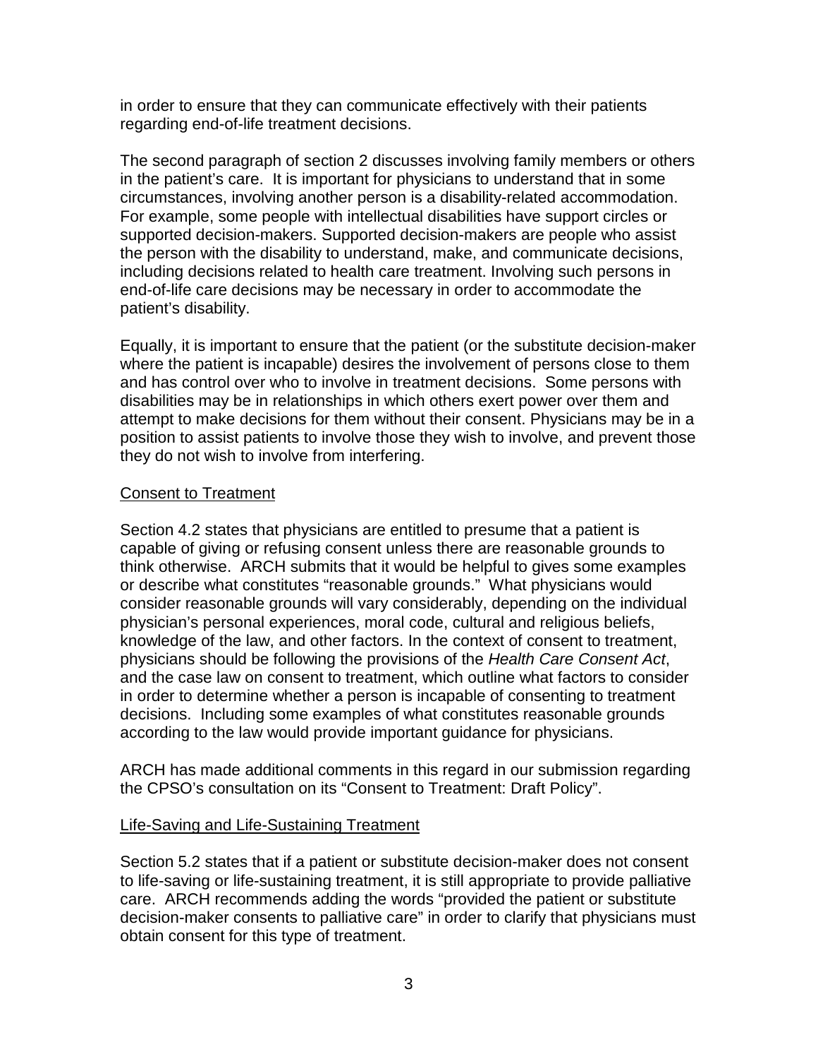in order to ensure that they can communicate effectively with their patients regarding end-of-life treatment decisions.

The second paragraph of section 2 discusses involving family members or others in the patient's care. It is important for physicians to understand that in some circumstances, involving another person is a disability-related accommodation. For example, some people with intellectual disabilities have support circles or supported decision-makers. Supported decision-makers are people who assist the person with the disability to understand, make, and communicate decisions, including decisions related to health care treatment. Involving such persons in end-of-life care decisions may be necessary in order to accommodate the patient's disability.

Equally, it is important to ensure that the patient (or the substitute decision-maker where the patient is incapable) desires the involvement of persons close to them and has control over who to involve in treatment decisions. Some persons with disabilities may be in relationships in which others exert power over them and attempt to make decisions for them without their consent. Physicians may be in a position to assist patients to involve those they wish to involve, and prevent those they do not wish to involve from interfering.

## Consent to Treatment

Section 4.2 states that physicians are entitled to presume that a patient is capable of giving or refusing consent unless there are reasonable grounds to think otherwise. ARCH submits that it would be helpful to gives some examples or describe what constitutes "reasonable grounds." What physicians would consider reasonable grounds will vary considerably, depending on the individual physician's personal experiences, moral code, cultural and religious beliefs, knowledge of the law, and other factors. In the context of consent to treatment, physicians should be following the provisions of the *Health Care Consent Act*, and the case law on consent to treatment, which outline what factors to consider in order to determine whether a person is incapable of consenting to treatment decisions. Including some examples of what constitutes reasonable grounds according to the law would provide important guidance for physicians.

ARCH has made additional comments in this regard in our submission regarding the CPSO's consultation on its "Consent to Treatment: Draft Policy".

## Life-Saving and Life-Sustaining Treatment

Section 5.2 states that if a patient or substitute decision-maker does not consent to life-saving or life-sustaining treatment, it is still appropriate to provide palliative care. ARCH recommends adding the words "provided the patient or substitute decision-maker consents to palliative care" in order to clarify that physicians must obtain consent for this type of treatment.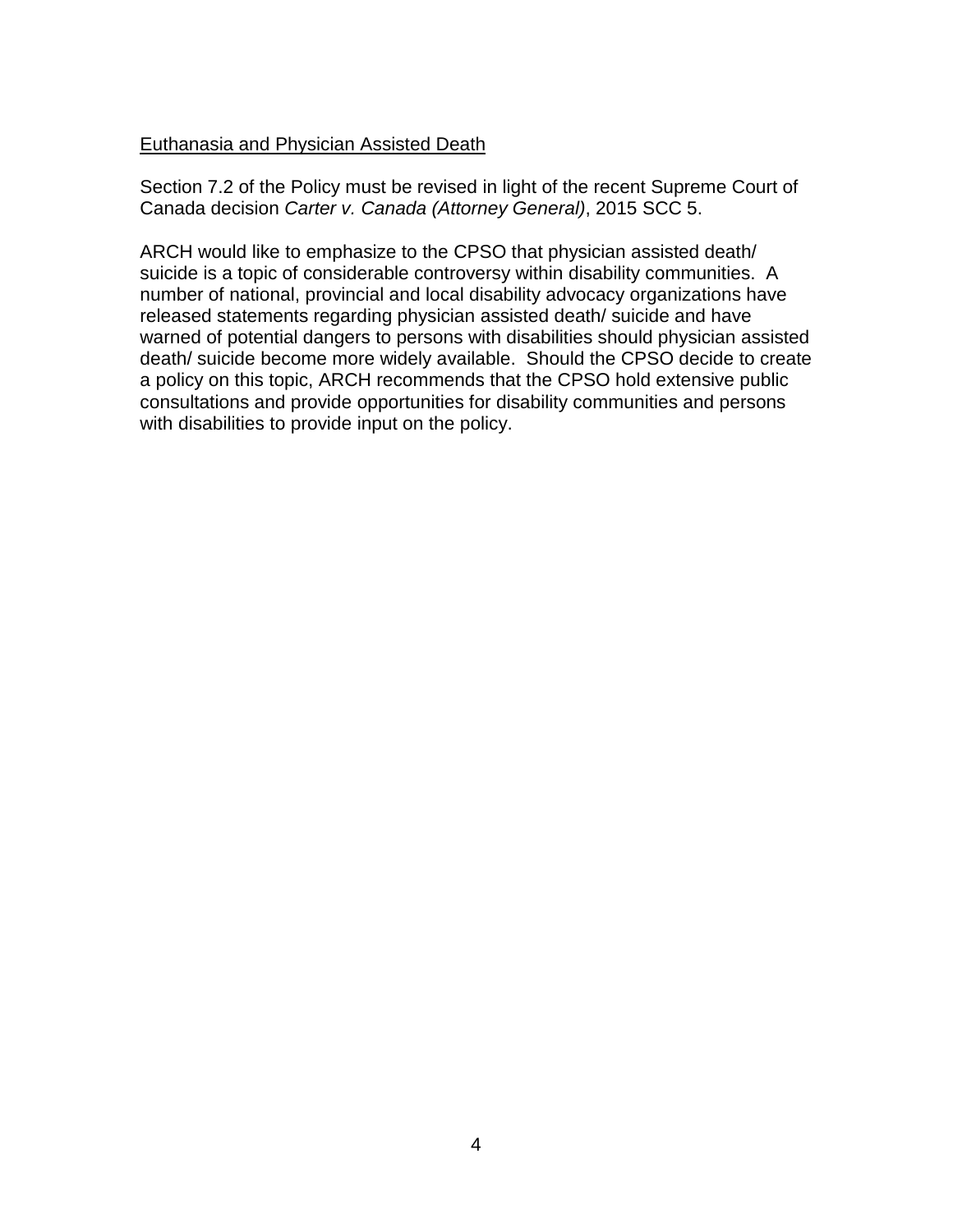Euthanasia and Physician Assisted Death

Section 7.2 of the Policy must be revised in light of the recent Supreme Court of Canada decision *Carter v. Canada (Attorney General)*, 2015 SCC 5.

ARCH would like to emphasize to the CPSO that physician assisted death/ suicide is a topic of considerable controversy within disability communities. A number of national, provincial and local disability advocacy organizations have released statements regarding physician assisted death/ suicide and have warned of potential dangers to persons with disabilities should physician assisted death/ suicide become more widely available. Should the CPSO decide to create a policy on this topic, ARCH recommends that the CPSO hold extensive public consultations and provide opportunities for disability communities and persons with disabilities to provide input on the policy.